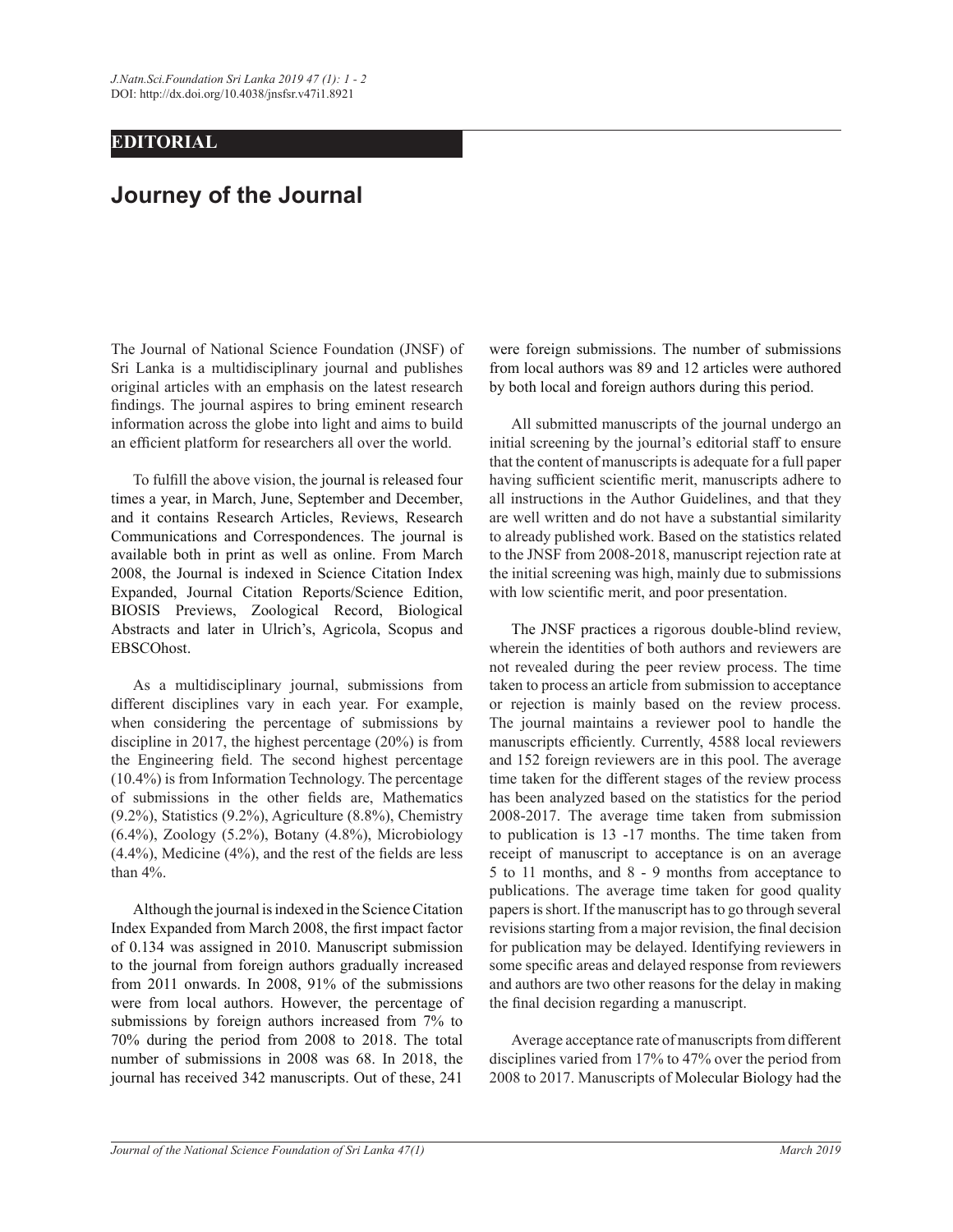**EDITORIAL**

# Journey of the Journal

The Journal of National Science Foundation (JNSF) of Sri Lanka is a multidisciplinary journal and publishes original articles with an emphasis on the latest research findings. The journal aspires to bring eminent research information across the globe into light and aims to build an efficient platform for researchers all over the world.

To fulfill the above vision, the journal is released four times a year, in March, June, September and December, and it contains Research Articles, Reviews, Research Communications and Correspondences. The journal is available both in print as well as online. From March 2008, the Journal is indexed in Science Citation Index Expanded, Journal Citation Reports/Science Edition, BIOSIS Previews, Zoological Record, Biological Abstracts and later in Ulrich's, Agricola, Scopus and EBSCOhost.

As a multidisciplinary journal, submissions from different disciplines vary in each year. For example, when considering the percentage of submissions by discipline in 2017, the highest percentage (20%) is from the Engineering field. The second highest percentage (10.4%) is from Information Technology. The percentage of submissions in the other fields are, Mathematics (9.2%), Statistics (9.2%), Agriculture (8.8%), Chemistry (6.4%), Zoology (5.2%), Botany (4.8%), Microbiology (4.4%), Medicine (4%), and the rest of the fields are less than 4%.

Although the journal is indexed in the Science Citation Index Expanded from March 2008, the first impact factor of 0.134 was assigned in 2010. Manuscript submission to the journal from foreign authors gradually increased from 2011 onwards. In 2008, 91% of the submissions were from local authors. However, the percentage of submissions by foreign authors increased from 7% to 70% during the period from 2008 to 2018. The total number of submissions in 2008 was 68. In 2018, the journal has received 342 manuscripts. Out of these, 241 were foreign submissions. The number of submissions from local authors was 89 and 12 articles were authored by both local and foreign authors during this period.

All submitted manuscripts of the journal undergo an initial screening by the journal's editorial staff to ensure that the content of manuscripts is adequate for a full paper having sufficient scientific merit, manuscripts adhere to all instructions in the Author Guidelines, and that they are well written and do not have a substantial similarity to already published work. Based on the statistics related to the JNSF from 2008-2018, manuscript rejection rate at the initial screening was high, mainly due to submissions with low scientific merit, and poor presentation.

The JNSF practices a rigorous double-blind review, wherein the identities of both authors and reviewers are not revealed during the peer review process. The time taken to process an article from submission to acceptance or rejection is mainly based on the review process. The journal maintains a reviewer pool to handle the manuscripts efficiently. Currently, 4588 local reviewers and 152 foreign reviewers are in this pool. The average time taken for the different stages of the review process has been analyzed based on the statistics for the period 2008-2017. The average time taken from submission to publication is 13 -17 months. The time taken from receipt of manuscript to acceptance is on an average 5 to 11 months, and 8 - 9 months from acceptance to publications. The average time taken for good quality papers is short. If the manuscript has to go through several revisions starting from a major revision, the final decision for publication may be delayed. Identifying reviewers in some specific areas and delayed response from reviewers and authors are two other reasons for the delay in making the final decision regarding a manuscript.

Average acceptance rate of manuscripts from different disciplines varied from 17% to 47% over the period from 2008 to 2017. Manuscripts of Molecular Biology had the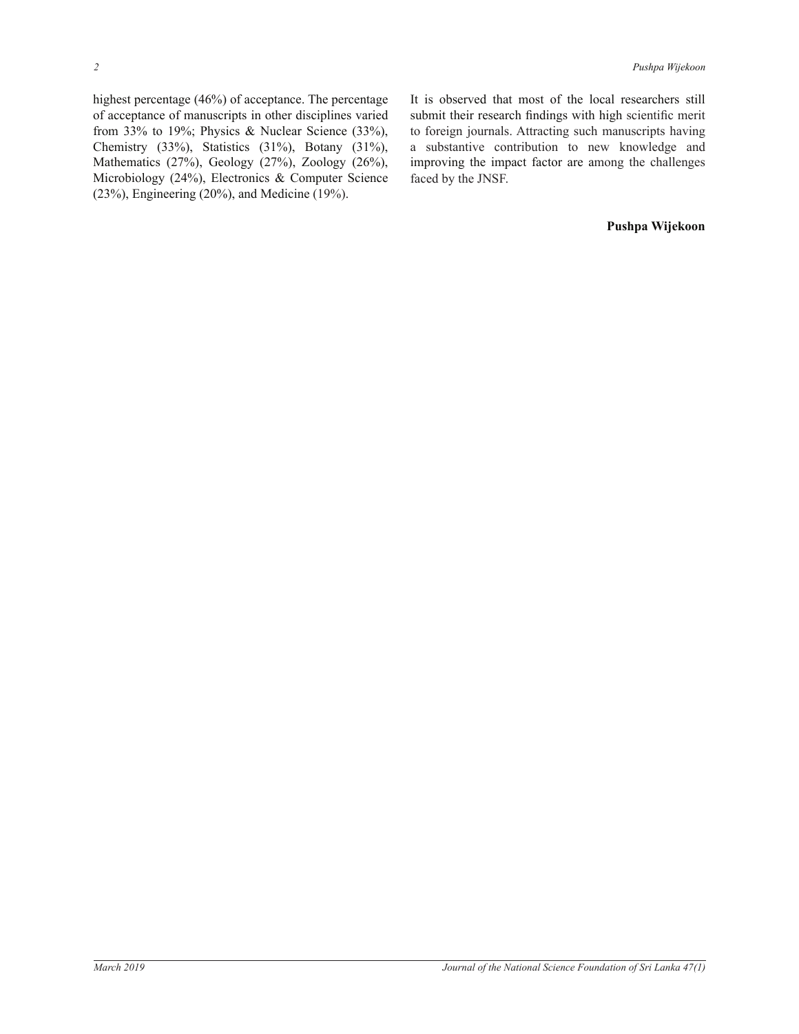highest percentage (46%) of acceptance. The percentage of acceptance of manuscripts in other disciplines varied from 33% to 19%; Physics & Nuclear Science (33%), Chemistry (33%), Statistics (31%), Botany (31%), Mathematics (27%), Geology (27%), Zoology (26%), Microbiology (24%), Electronics & Computer Science (23%), Engineering (20%), and Medicine (19%).

It is observed that most of the local researchers still submit their research findings with high scientific merit to foreign journals. Attracting such manuscripts having a substantive contribution to new knowledge and improving the impact factor are among the challenges faced by the JNSF.

**Pushpa Wijekoon**